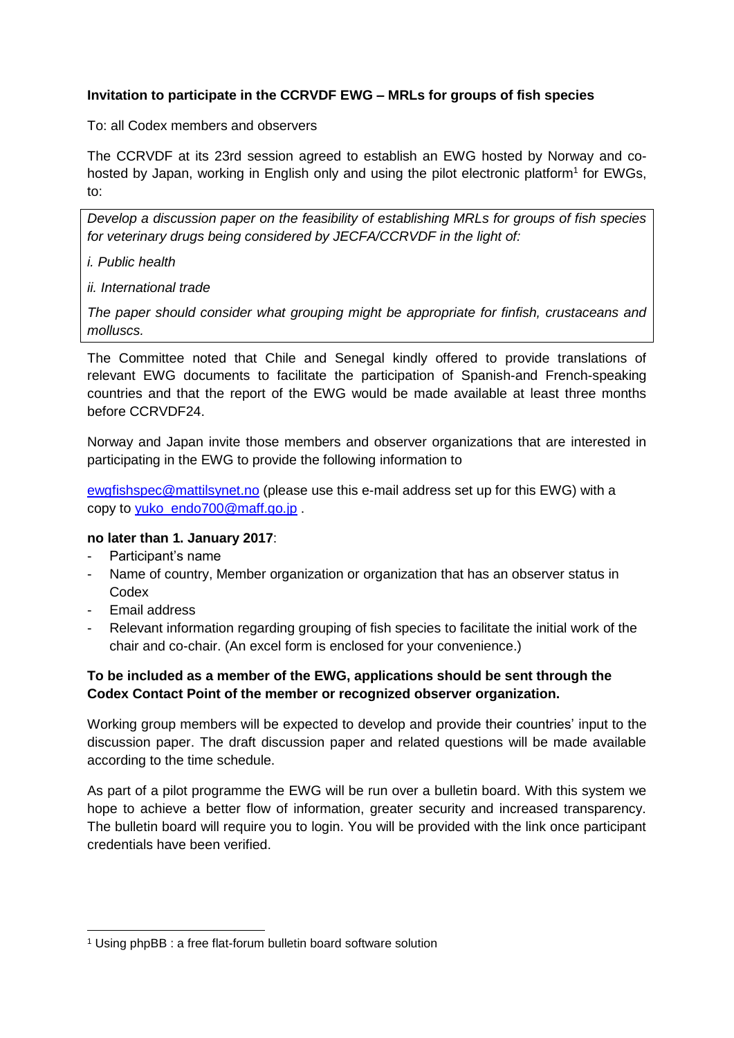**Invitation to participate in the CCRVDF EWG – MRLs for groups of fish species**

To: all Codex members and observers

The CCRVDF at its 23rd session agreed to establish an EWG hosted by Norway and co-hosted by Japan, working in English only and using the pilot electronic platform[1] for EWGs, to:

> *Develop a discussion paper on the feasibility of establishing MRLs for groups of fish species for veterinary drugs being considered by JECFA/CCRVDF in the light of:*
>
> *i. Public health*
>
> *ii. International trade*
>
> *The paper should consider what grouping might be appropriate for finfish, crustaceans and molluscs.*

The Committee noted that Chile and Senegal kindly offered to provide translations of relevant EWG documents to facilitate the participation of Spanish-and French-speaking countries and that the report of the EWG would be made available at least three months before CCRVDF24.

Norway and Japan invite those members and observer organizations that are interested in participating in the EWG to provide the following information to

ewgfishspec@mattilsynet.no (please use this e-mail address set up for this EWG) with a copy to yuko_endo700@maff.go.jp .

**no later than 1. January 2017**:

- Participant's name
- Name of country, Member organization or organization that has an observer status in Codex
- Email address
- Relevant information regarding grouping of fish species to facilitate the initial work of the chair and co-chair. (An excel form is enclosed for your convenience.)

**To be included as a member of the EWG, applications should be sent through the Codex Contact Point of the member or recognized observer organization.**

Working group members will be expected to develop and provide their countries' input to the discussion paper. The draft discussion paper and related questions will be made available according to the time schedule.

As part of a pilot programme the EWG will be run over a bulletin board. With this system we hope to achieve a better flow of information, greater security and increased transparency. The bulletin board will require you to login. You will be provided with the link once participant credentials have been verified.

---

[1] Using phpBB : a free flat-forum bulletin board software solution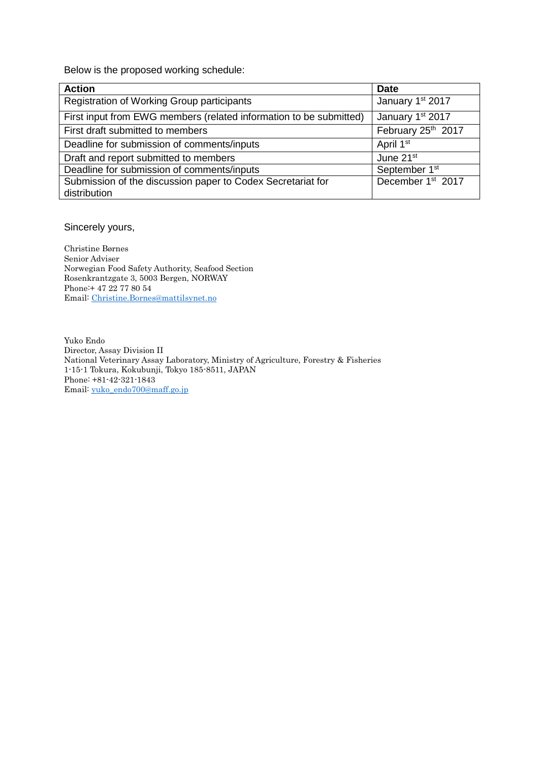Below is the proposed working schedule:

| Action | Date |
|---|---|
| Registration of Working Group participants | January 1st 2017 |
| First input from EWG members (related information to be submitted) | January 1st 2017 |
| First draft submitted to members | February 25th 2017 |
| Deadline for submission of comments/inputs | April 1st |
| Draft and report submitted to members | June 21st |
| Deadline for submission of comments/inputs | September 1st |
| Submission of the discussion paper to Codex Secretariat for distribution | December 1st 2017 |

Sincerely yours,

Christine Børnes
Senior Adviser
Norwegian Food Safety Authority, Seafood Section
Rosenkrantzgate 3, 5003 Bergen, NORWAY
Phone:+ 47 22 77 80 54
Email: Christine.Bornes@mattilsynet.no

Yuko Endo
Director, Assay Division II
National Veterinary Assay Laboratory, Ministry of Agriculture, Forestry & Fisheries
1-15-1 Tokura, Kokubunji, Tokyo 185-8511, JAPAN
Phone: +81-42-321-1843
Email: yuko_endo700@maff.go.jp